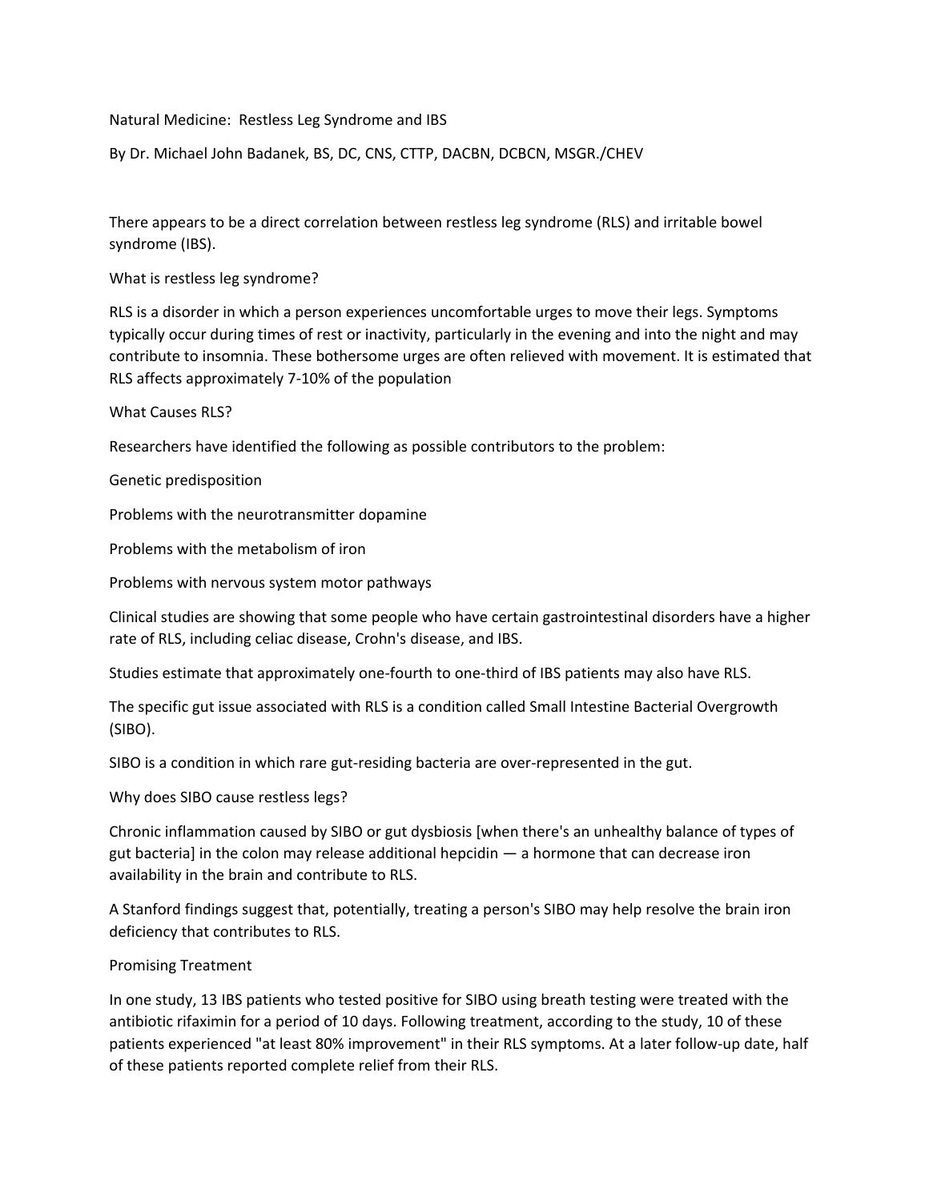# Natural Medicine: Restless Leg Syndrome and IBS

By Dr. Michael John Badanek, BS, DC, CNS, CTTP, DACBN, DCBCN, MSGR./CHEV

There appears to be a direct correlation between restless leg syndrome (RLS) and irritable bowel syndrome (IBS).

## What is restless leg syndrome?

RLS is a disorder in which a person experiences uncomfortable urges to move their legs. Symptoms typically occur during times of rest or inactivity, particularly in the evening and into the night and may contribute to insomnia. These bothersome urges are often relieved with movement. It is estimated that RLS affects approximately 7-10% of the population

## What Causes RLS?

Researchers have identified the following as possible contributors to the problem:

Genetic predisposition

Problems with the neurotransmitter dopamine

Problems with the metabolism of iron

Problems with nervous system motor pathways

Clinical studies are showing that some people who have certain gastrointestinal disorders have a higher rate of RLS, including celiac disease, Crohn's disease, and IBS.

Studies estimate that approximately one-fourth to one-third of IBS patients may also have RLS.

The specific gut issue associated with RLS is a condition called Small Intestine Bacterial Overgrowth (SIBO).

SIBO is a condition in which rare gut-residing bacteria are over-represented in the gut.

## Why does SIBO cause restless legs?

Chronic inflammation caused by SIBO or gut dysbiosis [when there's an unhealthy balance of types of gut bacteria] in the colon may release additional hepcidin — a hormone that can decrease iron availability in the brain and contribute to RLS.

A Stanford findings suggest that, potentially, treating a person's SIBO may help resolve the brain iron deficiency that contributes to RLS.

## Promising Treatment

In one study, 13 IBS patients who tested positive for SIBO using breath testing were treated with the antibiotic rifaximin for a period of 10 days. Following treatment, according to the study, 10 of these patients experienced "at least 80% improvement" in their RLS symptoms. At a later follow-up date, half of these patients reported complete relief from their RLS.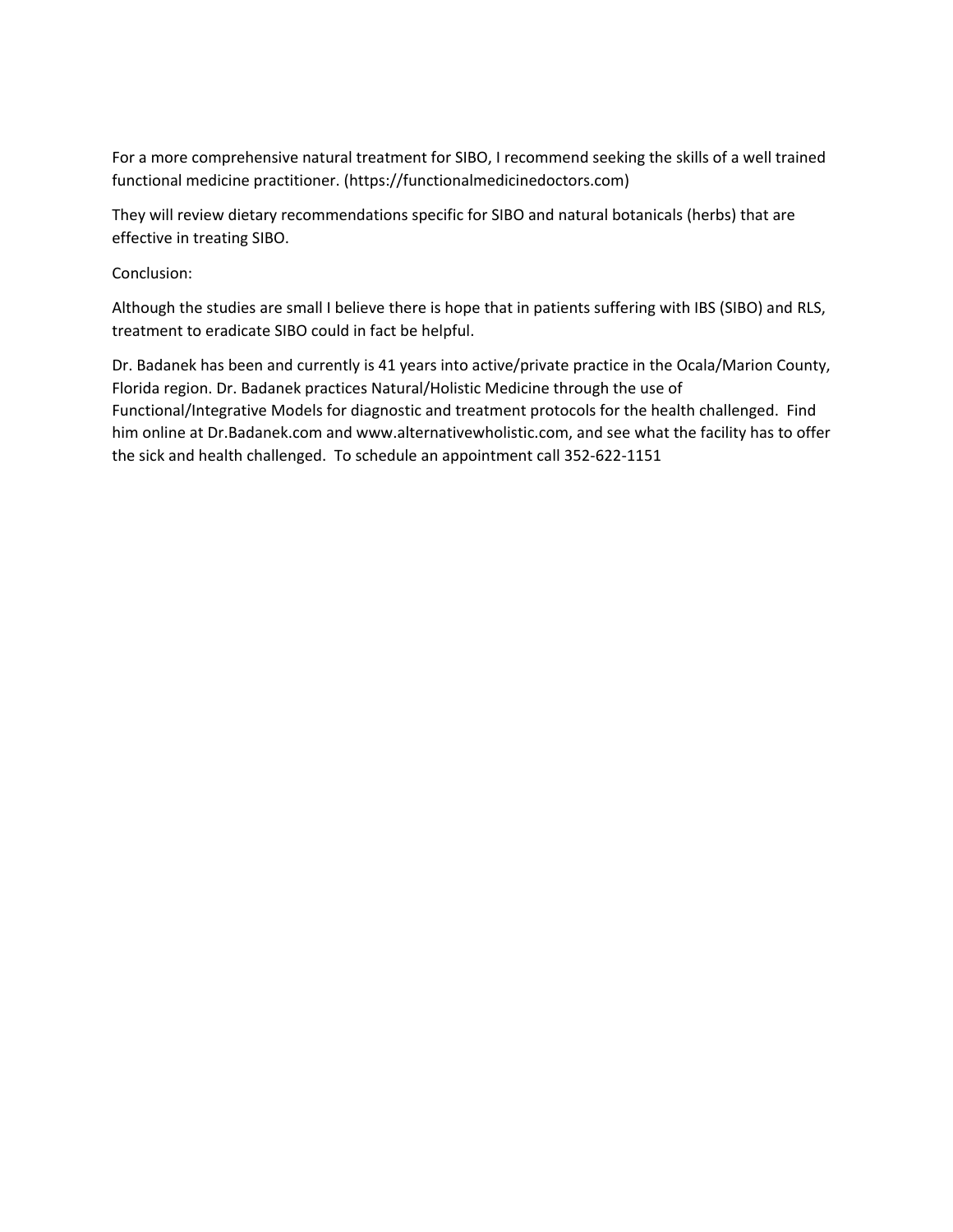For a more comprehensive natural treatment for SIBO, I recommend seeking the skills of a well trained functional medicine practitioner. (https://functionalmedicinedoctors.com)

They will review dietary recommendations specific for SIBO and natural botanicals (herbs) that are effective in treating SIBO.

Conclusion:

Although the studies are small I believe there is hope that in patients suffering with IBS (SIBO) and RLS, treatment to eradicate SIBO could in fact be helpful.

Dr. Badanek has been and currently is 41 years into active/private practice in the Ocala/Marion County, Florida region. Dr. Badanek practices Natural/Holistic Medicine through the use of Functional/Integrative Models for diagnostic and treatment protocols for the health challenged. Find him online at Dr.Badanek.com and www.alternativewholistic.com, and see what the facility has to offer the sick and health challenged. To schedule an appointment call 352-622-1151